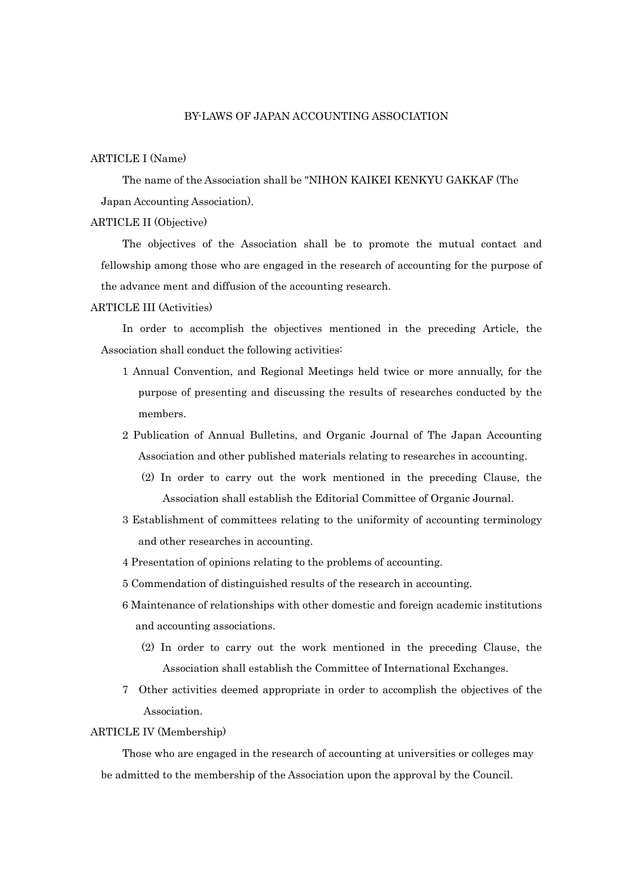# BY-LAWS OF JAPAN ACCOUNTING ASSOCIATION

## ARTICLE I (Name)

The name of the Association shall be "NIHON KAIKEI KENKYU GAKKAF (The Japan Accounting Association).

## ARTICLE II (Objective)

The objectives of the Association shall be to promote the mutual contact and fellowship among those who are engaged in the research of accounting for the purpose of the advance ment and diffusion of the accounting research.

## ARTICLE III (Activities)

In order to accomplish the objectives mentioned in the preceding Article, the Association shall conduct the following activities:

1 Annual Convention, and Regional Meetings held twice or more annually, for the purpose of presenting and discussing the results of researches conducted by the members.

2 Publication of Annual Bulletins, and Organic Journal of The Japan Accounting Association and other published materials relating to researches in accounting.

(2) In order to carry out the work mentioned in the preceding Clause, the Association shall establish the Editorial Committee of Organic Journal.

3 Establishment of committees relating to the uniformity of accounting terminology and other researches in accounting.

4 Presentation of opinions relating to the problems of accounting.

5 Commendation of distinguished results of the research in accounting.

6 Maintenance of relationships with other domestic and foreign academic institutions and accounting associations.

(2) In order to carry out the work mentioned in the preceding Clause, the Association shall establish the Committee of International Exchanges.

7 Other activities deemed appropriate in order to accomplish the objectives of the Association.

## ARTICLE IV (Membership)

Those who are engaged in the research of accounting at universities or colleges may be admitted to the membership of the Association upon the approval by the Council.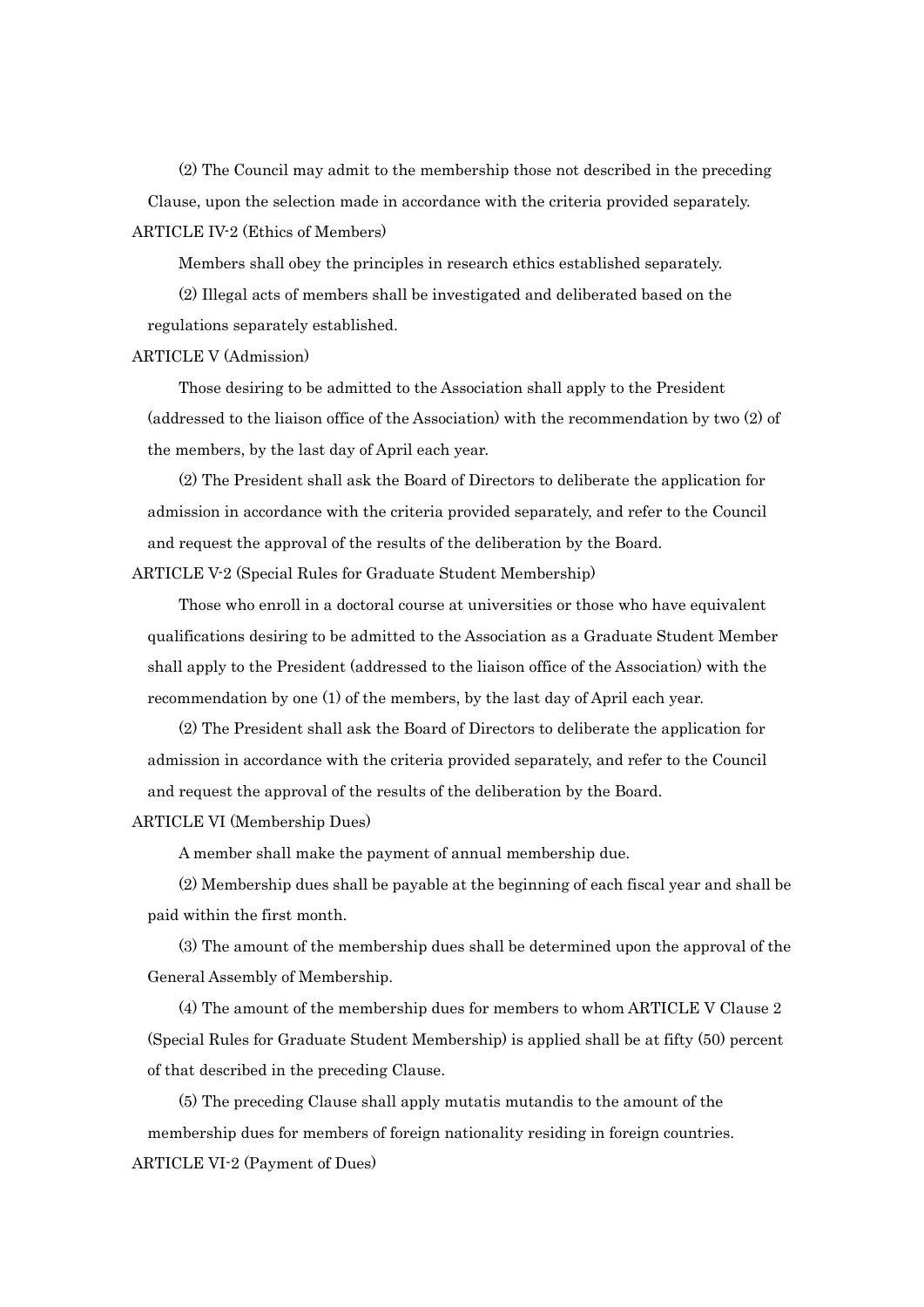(2) The Council may admit to the membership those not described in the preceding Clause, upon the selection made in accordance with the criteria provided separately.

ARTICLE IV-2 (Ethics of Members)

Members shall obey the principles in research ethics established separately.

(2) Illegal acts of members shall be investigated and deliberated based on the regulations separately established.

ARTICLE V (Admission)

Those desiring to be admitted to the Association shall apply to the President (addressed to the liaison office of the Association) with the recommendation by two (2) of the members, by the last day of April each year.

(2) The President shall ask the Board of Directors to deliberate the application for admission in accordance with the criteria provided separately, and refer to the Council and request the approval of the results of the deliberation by the Board.

ARTICLE V-2 (Special Rules for Graduate Student Membership)

Those who enroll in a doctoral course at universities or those who have equivalent qualifications desiring to be admitted to the Association as a Graduate Student Member shall apply to the President (addressed to the liaison office of the Association) with the recommendation by one (1) of the members, by the last day of April each year.

(2) The President shall ask the Board of Directors to deliberate the application for admission in accordance with the criteria provided separately, and refer to the Council and request the approval of the results of the deliberation by the Board.

ARTICLE VI (Membership Dues)

A member shall make the payment of annual membership due.

(2) Membership dues shall be payable at the beginning of each fiscal year and shall be paid within the first month.

(3) The amount of the membership dues shall be determined upon the approval of the General Assembly of Membership.

(4) The amount of the membership dues for members to whom ARTICLE V Clause 2 (Special Rules for Graduate Student Membership) is applied shall be at fifty (50) percent of that described in the preceding Clause.

(5) The preceding Clause shall apply mutatis mutandis to the amount of the membership dues for members of foreign nationality residing in foreign countries.

ARTICLE VI-2 (Payment of Dues)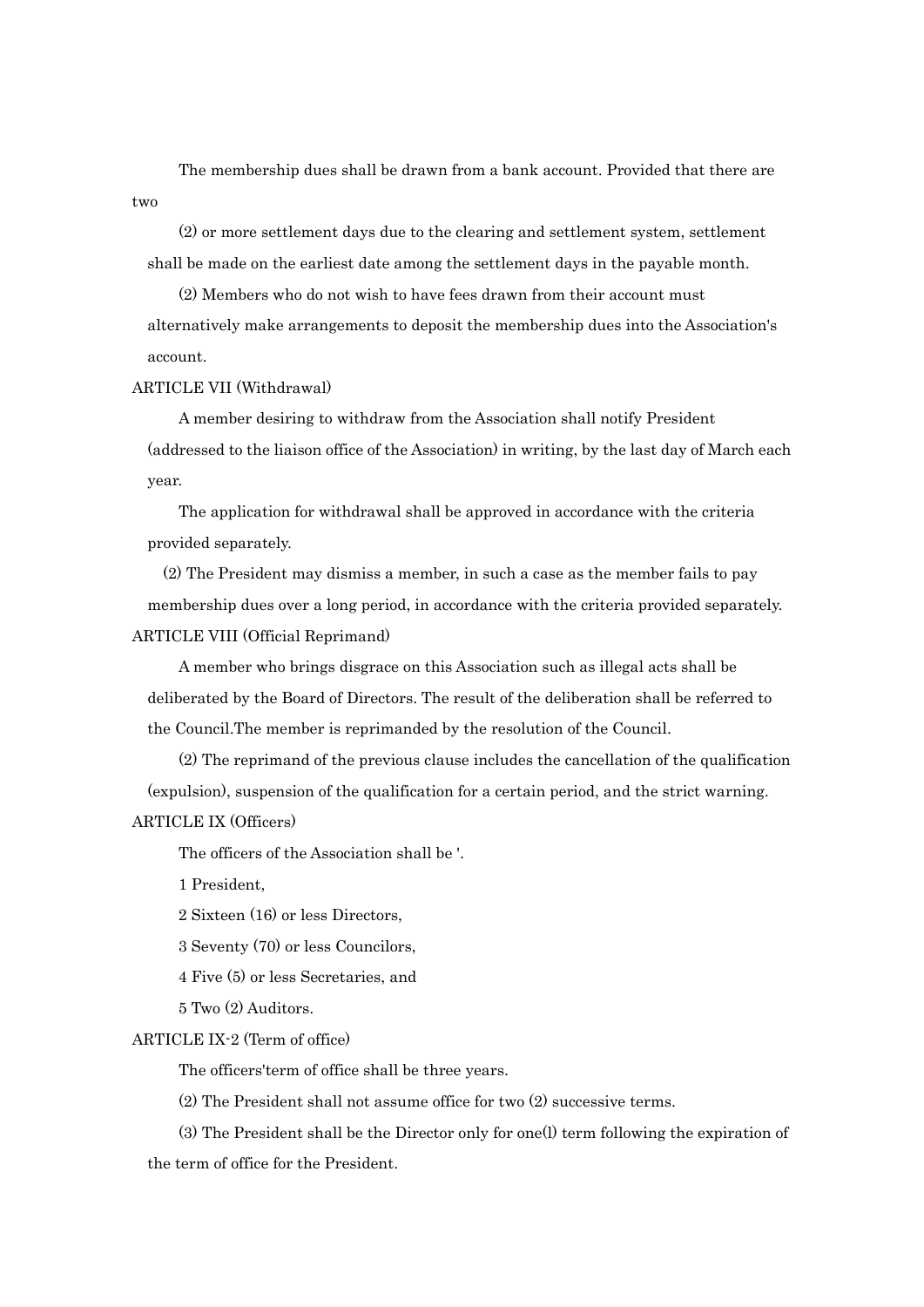The membership dues shall be drawn from a bank account. Provided that there are two

(2) or more settlement days due to the clearing and settlement system, settlement shall be made on the earliest date among the settlement days in the payable month.

(2) Members who do not wish to have fees drawn from their account must alternatively make arrangements to deposit the membership dues into the Association's account.

ARTICLE VII (Withdrawal)

A member desiring to withdraw from the Association shall notify President (addressed to the liaison office of the Association) in writing, by the last day of March each year.

The application for withdrawal shall be approved in accordance with the criteria provided separately.

(2) The President may dismiss a member, in such a case as the member fails to pay membership dues over a long period, in accordance with the criteria provided separately.

ARTICLE VIII (Official Reprimand)

A member who brings disgrace on this Association such as illegal acts shall be deliberated by the Board of Directors. The result of the deliberation shall be referred to the Council.The member is reprimanded by the resolution of the Council.

(2) The reprimand of the previous clause includes the cancellation of the qualification (expulsion), suspension of the qualification for a certain period, and the strict warning.

ARTICLE IX (Officers)

The officers of the Association shall be '.

1 President,

2 Sixteen (16) or less Directors,

3 Seventy (70) or less Councilors,

4 Five (5) or less Secretaries, and

5 Two (2) Auditors.

ARTICLE IX-2 (Term of office)

The officers'term of office shall be three years.

(2) The President shall not assume office for two (2) successive terms.

(3) The President shall be the Director only for one(l) term following the expiration of the term of office for the President.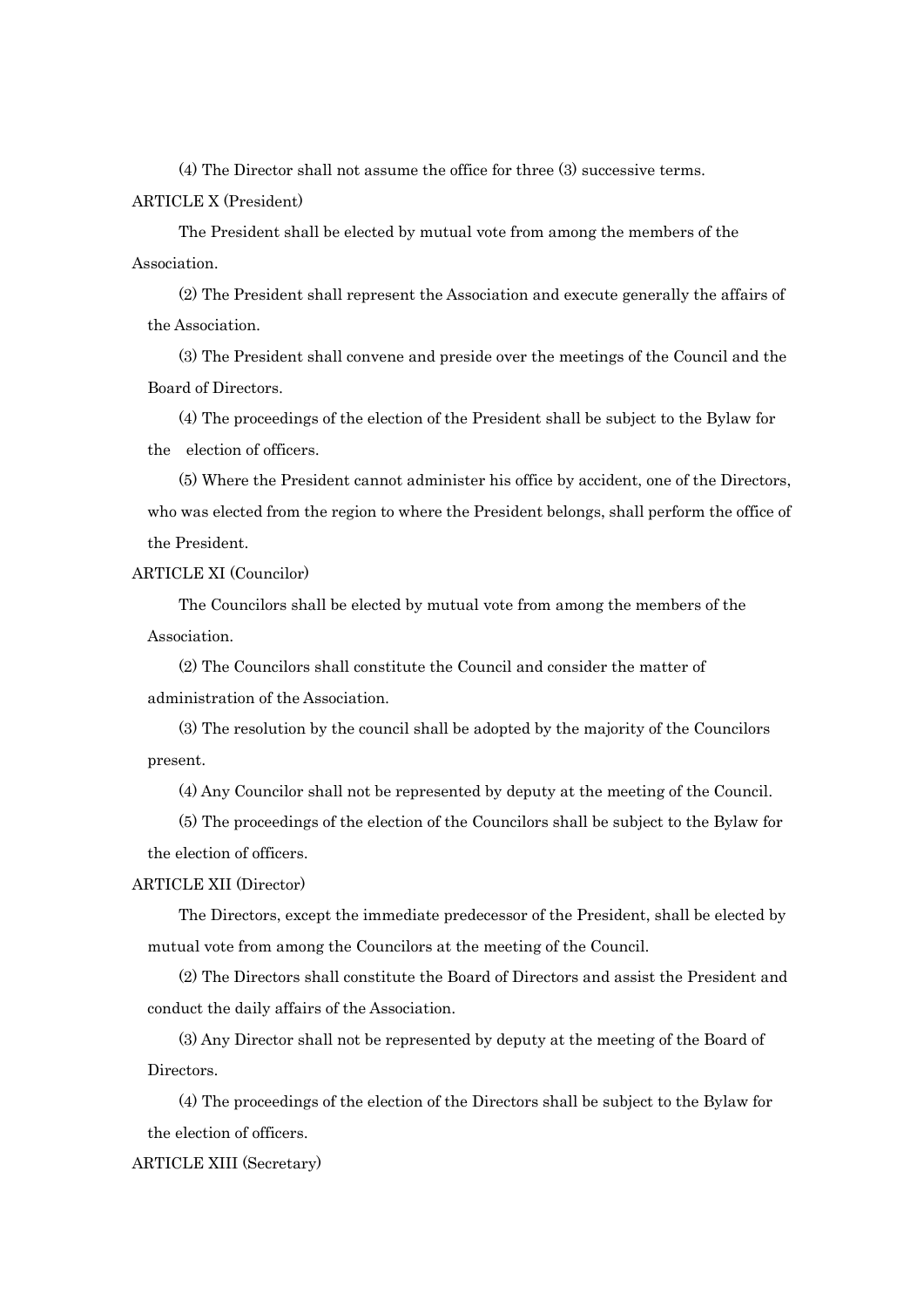(4) The Director shall not assume the office for three (3) successive terms.

ARTICLE X (President)

The President shall be elected by mutual vote from among the members of the Association.

(2) The President shall represent the Association and execute generally the affairs of the Association.

(3) The President shall convene and preside over the meetings of the Council and the Board of Directors.

(4) The proceedings of the election of the President shall be subject to the Bylaw for the election of officers.

(5) Where the President cannot administer his office by accident, one of the Directors, who was elected from the region to where the President belongs, shall perform the office of the President.

ARTICLE XI (Councilor)

The Councilors shall be elected by mutual vote from among the members of the Association.

(2) The Councilors shall constitute the Council and consider the matter of administration of the Association.

(3) The resolution by the council shall be adopted by the majority of the Councilors present.

(4) Any Councilor shall not be represented by deputy at the meeting of the Council.

(5) The proceedings of the election of the Councilors shall be subject to the Bylaw for the election of officers.

ARTICLE XII (Director)

The Directors, except the immediate predecessor of the President, shall be elected by mutual vote from among the Councilors at the meeting of the Council.

(2) The Directors shall constitute the Board of Directors and assist the President and conduct the daily affairs of the Association.

(3) Any Director shall not be represented by deputy at the meeting of the Board of Directors.

(4) The proceedings of the election of the Directors shall be subject to the Bylaw for the election of officers.

ARTICLE XIII (Secretary)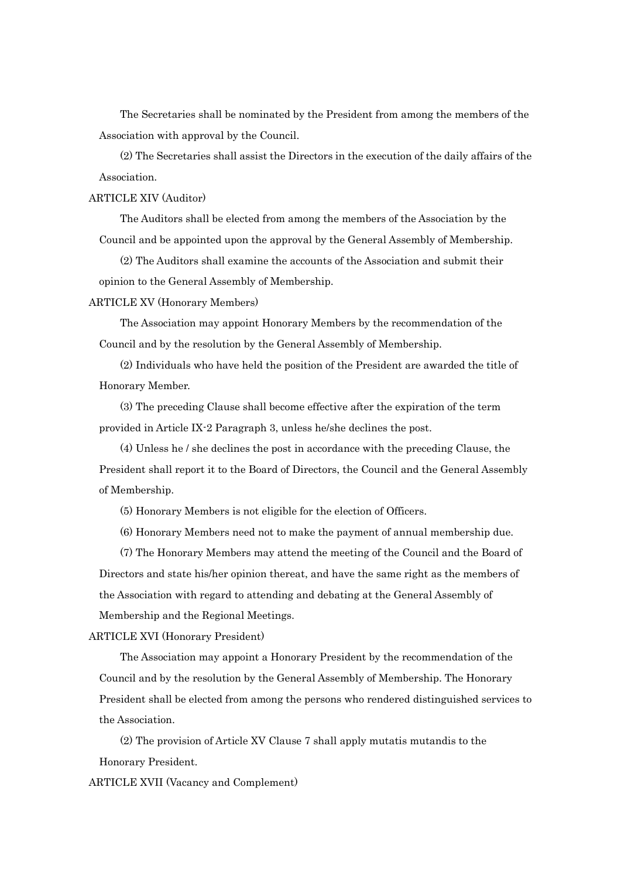The Secretaries shall be nominated by the President from among the members of the Association with approval by the Council.

(2) The Secretaries shall assist the Directors in the execution of the daily affairs of the Association.

ARTICLE XIV (Auditor)

The Auditors shall be elected from among the members of the Association by the Council and be appointed upon the approval by the General Assembly of Membership.

(2) The Auditors shall examine the accounts of the Association and submit their opinion to the General Assembly of Membership.

ARTICLE XV (Honorary Members)

The Association may appoint Honorary Members by the recommendation of the Council and by the resolution by the General Assembly of Membership.

(2) Individuals who have held the position of the President are awarded the title of Honorary Member.

(3) The preceding Clause shall become effective after the expiration of the term provided in Article IX-2 Paragraph 3, unless he/she declines the post.

(4) Unless he / she declines the post in accordance with the preceding Clause, the President shall report it to the Board of Directors, the Council and the General Assembly of Membership.

(5) Honorary Members is not eligible for the election of Officers.

(6) Honorary Members need not to make the payment of annual membership due.

(7) The Honorary Members may attend the meeting of the Council and the Board of Directors and state his/her opinion thereat, and have the same right as the members of the Association with regard to attending and debating at the General Assembly of Membership and the Regional Meetings.

ARTICLE XVI (Honorary President)

The Association may appoint a Honorary President by the recommendation of the Council and by the resolution by the General Assembly of Membership. The Honorary President shall be elected from among the persons who rendered distinguished services to the Association.

(2) The provision of Article XV Clause 7 shall apply mutatis mutandis to the Honorary President.

ARTICLE XVII (Vacancy and Complement)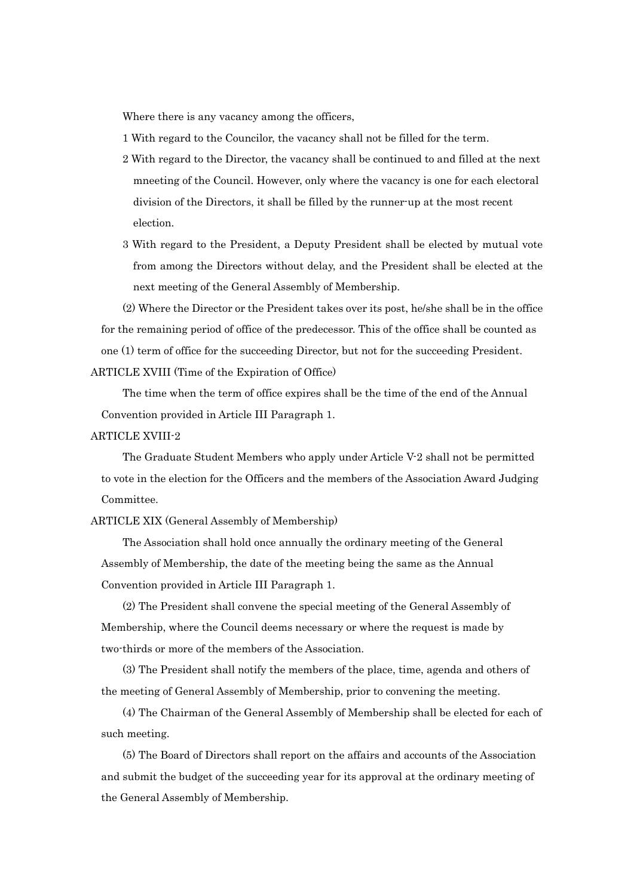Where there is any vacancy among the officers,

1 With regard to the Councilor, the vacancy shall not be filled for the term.

2 With regard to the Director, the vacancy shall be continued to and filled at the next mneeting of the Council. However, only where the vacancy is one for each electoral division of the Directors, it shall be filled by the runner-up at the most recent election.

3 With regard to the President, a Deputy President shall be elected by mutual vote from among the Directors without delay, and the President shall be elected at the next meeting of the General Assembly of Membership.

(2) Where the Director or the President takes over its post, he/she shall be in the office for the remaining period of office of the predecessor. This of the office shall be counted as one (1) term of office for the succeeding Director, but not for the succeeding President.

ARTICLE XVIII (Time of the Expiration of Office)

The time when the term of office expires shall be the time of the end of the Annual Convention provided in Article III Paragraph 1.

ARTICLE XVIII-2

The Graduate Student Members who apply under Article V-2 shall not be permitted to vote in the election for the Officers and the members of the Association Award Judging Committee.

ARTICLE XIX (General Assembly of Membership)

The Association shall hold once annually the ordinary meeting of the General Assembly of Membership, the date of the meeting being the same as the Annual Convention provided in Article III Paragraph 1.

(2) The President shall convene the special meeting of the General Assembly of Membership, where the Council deems necessary or where the request is made by two-thirds or more of the members of the Association.

(3) The President shall notify the members of the place, time, agenda and others of the meeting of General Assembly of Membership, prior to convening the meeting.

(4) The Chairman of the General Assembly of Membership shall be elected for each of such meeting.

(5) The Board of Directors shall report on the affairs and accounts of the Association and submit the budget of the succeeding year for its approval at the ordinary meeting of the General Assembly of Membership.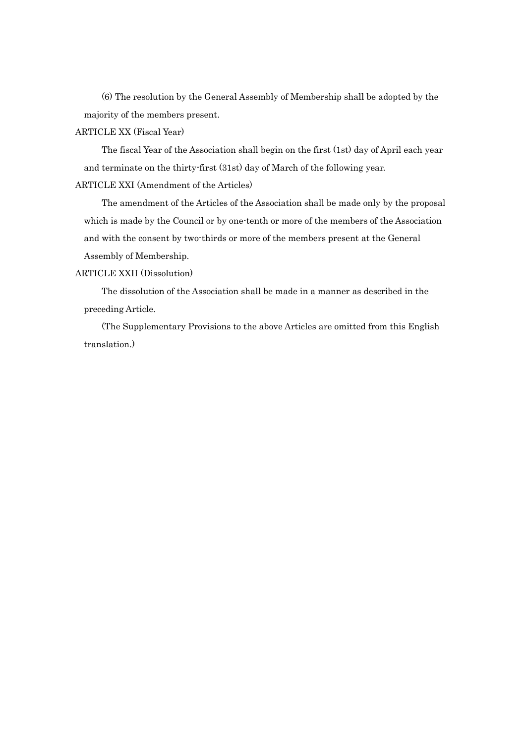(6) The resolution by the General Assembly of Membership shall be adopted by the majority of the members present.

ARTICLE XX (Fiscal Year)

The fiscal Year of the Association shall begin on the first (1st) day of April each year and terminate on the thirty-first (31st) day of March of the following year.

ARTICLE XXI (Amendment of the Articles)

The amendment of the Articles of the Association shall be made only by the proposal which is made by the Council or by one-tenth or more of the members of the Association and with the consent by two-thirds or more of the members present at the General Assembly of Membership.

ARTICLE XXII (Dissolution)

The dissolution of the Association shall be made in a manner as described in the preceding Article.

(The Supplementary Provisions to the above Articles are omitted from this English translation.)